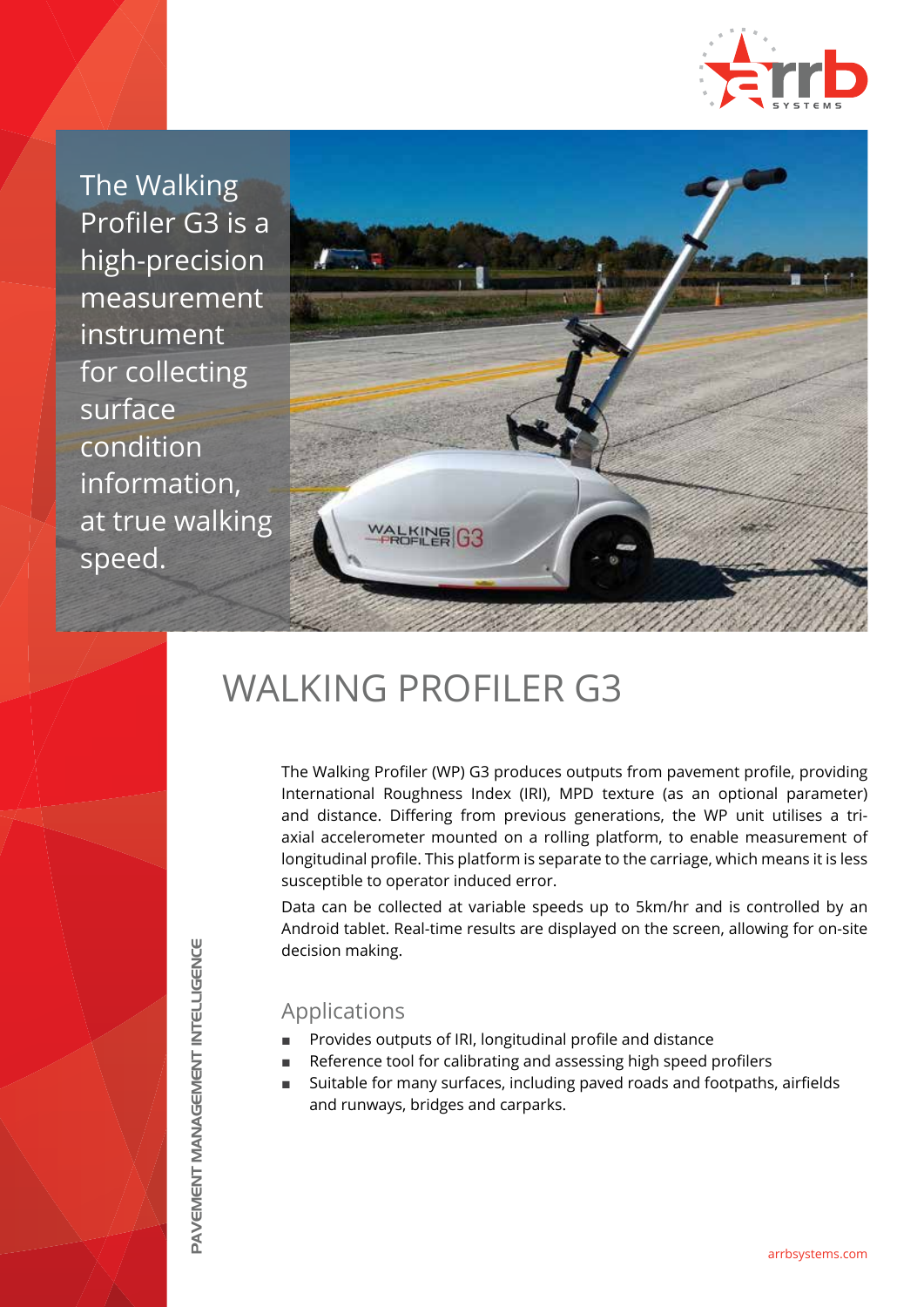The Walking Profiler G3 is a high-precision measurement instrument for collecting surface condition information, at true walking speed.

# WALKING PROFILER G3

The Walking Profiler (WP) G3 produces outputs from pavement profile, providing International Roughness Index (IRI), MPD texture (as an optional parameter) and distance. Differing from previous generations, the WP unit utilises a tri-axial accelerometer mounted on a rolling platform, to enable measurement of longitudinal profile. This platform is separate to the carriage, which means it is less susceptible to operator induced error.

Data can be collected at variable speeds up to 5km/hr and is controlled by an Android tablet. Real-time results are displayed on the screen, allowing for on-site decision making.

## Applications

- Provides outputs of IRI, longitudinal profile and distance
- Reference tool for calibrating and assessing high speed profilers
- Suitable for many surfaces, including paved roads and footpaths, airfields and runways, bridges and carparks.

PAVEMENT MANAGEMENT INTELLIGENCE

arrbsystems.com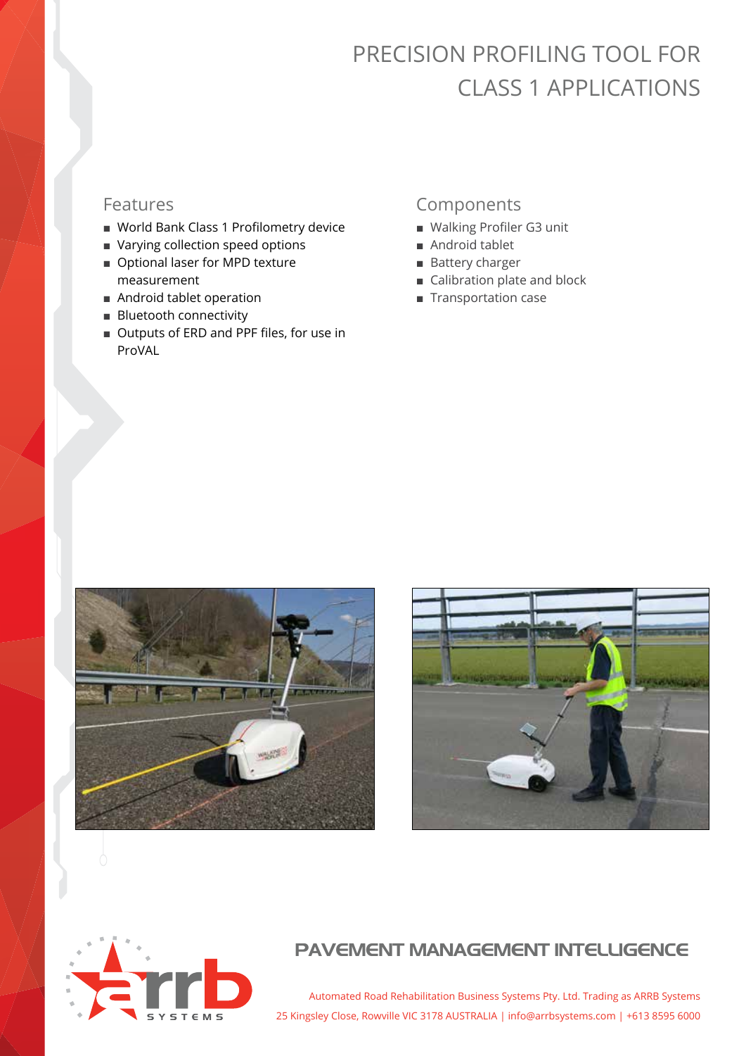# PRECISION PROFILING TOOL FOR CLASS 1 APPLICATIONS

## Features

- World Bank Class 1 Profilometry device
- Varying collection speed options
- Optional laser for MPD texture measurement
- Android tablet operation
- Bluetooth connectivity
- Outputs of ERD and PPF files, for use in ProVAL

## Components

- Walking Profiler G3 unit
- Android tablet
- Battery charger
- Calibration plate and block
- Transportation case

**PAVEMENT MANAGEMENT INTELLIGENCE**

Automated Road Rehabilitation Business Systems Pty. Ltd. Trading as ARRB Systems

25 Kingsley Close, Rowville VIC 3178 AUSTRALIA | info@arrbsystems.com | +613 8595 6000